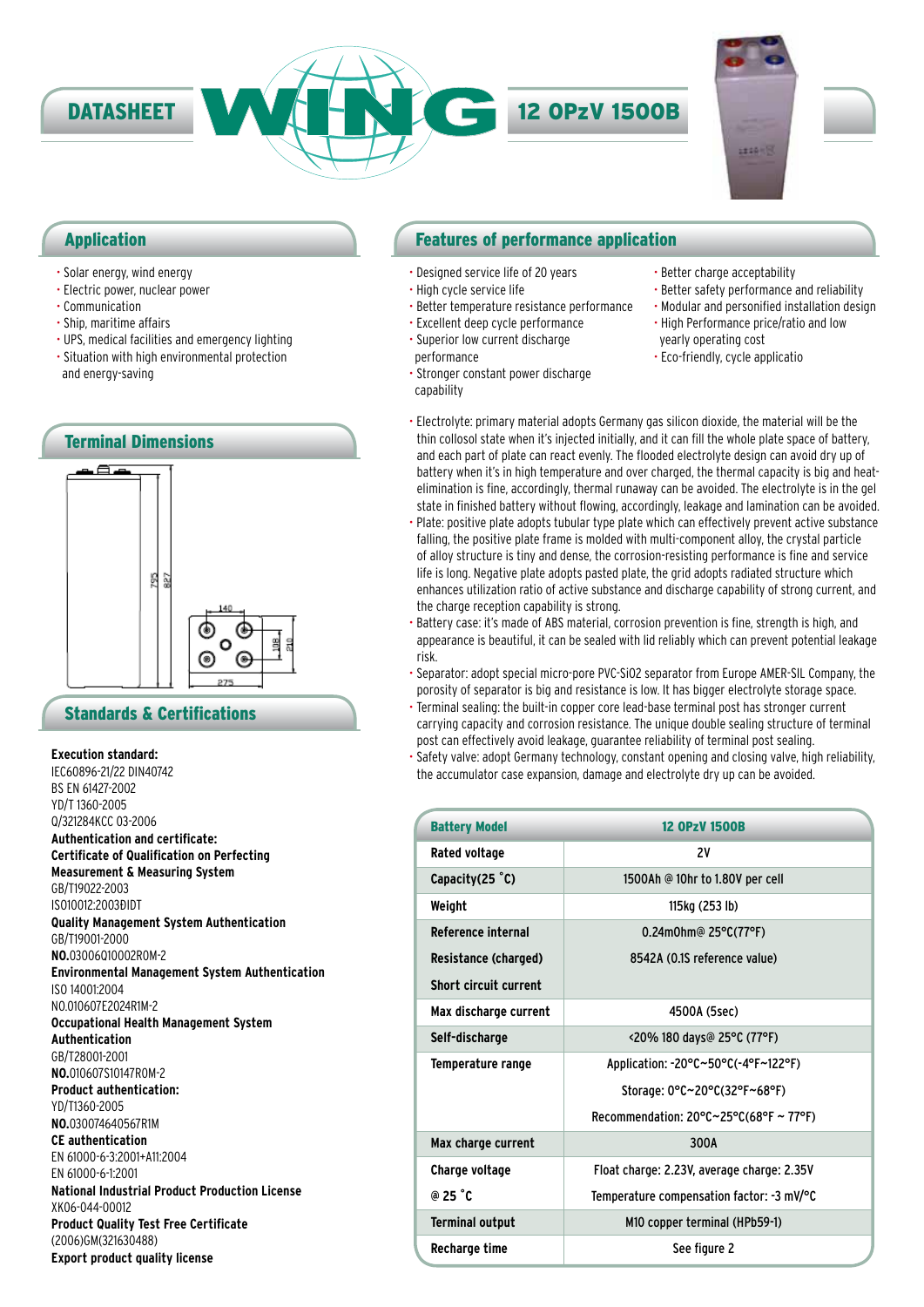# DATASHEET WING 12 OPzV 1500B

## Application

- Solar energy, wind energy
- Electric power, nuclear power
- Communication
- Ship, maritime affairs
- UPS, medical facilities and emergency lighting
- Situation with high environmental protection and energy-saving

## Terminal Dimensions

795 827 140 108 210 275

## Standards & Certifications

**Execution standard:**
IEC60896-21/22 DIN40742
BS EN 61427-2002
YD/T 1360-2005
Q/321284KCC 03-2006
**Authentication and certificate:**
**Certificate of Qualification on Perfecting Measurement & Measuring System**
GB/T19022-2003
ISO10012:2003ÐIDT
**Quality Management System Authentication**
GB/T19001-2000
**NO.**03006Q10002R0M-2
**Environmental Management System Authentication**
ISO 14001:2004
NO.010607E2024R1M-2
**Occupational Health Management System Authentication**
GB/T28001-2001
**NO.**010607S10147R0M-2
**Product authentication:**
YD/T1360-2005
**NO.**030074640567R1M
**CE authentication**
EN 61000-6-3:2001+A11:2004
EN 61000-6-1:2001
**National Industrial Product Production License**
XK06-044-00012
**Product Quality Test Free Certificate**
(2006)GM(321630488)
**Export product quality license**

## Features of performance application

- Designed service life of 20 years
- High cycle service life
- Better temperature resistance performance
- Excellent deep cycle performance
- Superior low current discharge performance
- Stronger constant power discharge capability
- Better charge acceptability
- Better safety performance and reliability
- Modular and personified installation design
- High Performance price/ratio and low yearly operating cost
- Eco-friendly, cycle applicatio

- Electrolyte: primary material adopts Germany gas silicon dioxide, the material will be the thin collosol state when it's injected initially, and it can fill the whole plate space of battery, and each part of plate can react evenly. The flooded electrolyte design can avoid dry up of battery when it's in high temperature and over charged, the thermal capacity is big and heat-elimination is fine, accordingly, thermal runaway can be avoided. The electrolyte is in the gel state in finished battery without flowing, accordingly, leakage and lamination can be avoided.
- Plate: positive plate adopts tubular type plate which can effectively prevent active substance falling, the positive plate frame is molded with multi-component alloy, the crystal particle of alloy structure is tiny and dense, the corrosion-resisting performance is fine and service life is long. Negative plate adopts pasted plate, the grid adopts radiated structure which enhances utilization ratio of active substance and discharge capability of strong current, and the charge reception capability is strong.
- Battery case: it's made of ABS material, corrosion prevention is fine, strength is high, and appearance is beautiful, it can be sealed with lid reliably which can prevent potential leakage risk.
- Separator: adopt special micro-pore PVC-SiO2 separator from Europe AMER-SIL Company, the porosity of separator is big and resistance is low. It has bigger electrolyte storage space.
- Terminal sealing: the built-in copper core lead-base terminal post has stronger current carrying capacity and corrosion resistance. The unique double sealing structure of terminal post can effectively avoid leakage, guarantee reliability of terminal post sealing.
- Safety valve: adopt Germany technology, constant opening and closing valve, high reliability, the accumulator case expansion, damage and electrolyte dry up can be avoided.

| Battery Model | 12 OPzV 1500B |
|---|---|
| Rated voltage | 2V |
| Capacity(25 ˚C) | 1500Ah @ 10hr to 1.80V per cell |
| Weight | 115kg (253 lb) |
| Reference internal | 0.24mOhm@ 25°C(77°F) |
| Resistance (charged) | 8542A (0.1S reference value) |
| Short circuit current | |
| Max discharge current | 4500A (5sec) |
| Self-discharge | <20% 180 days@ 25°C (77°F) |
| Temperature range | Application: -20°C~50°C(-4°F~122°F) |
| | Storage: 0°C~20°C(32°F~68°F) |
| | Recommendation: 20°C~25°C(68°F ~ 77°F) |
| Max charge current | 300A |
| Charge voltage | Float charge: 2.23V, average charge: 2.35V |
| @ 25 ˚C | Temperature compensation factor: -3 mV/°C |
| Terminal output | M10 copper terminal (HPb59-1) |
| Recharge time | See figure 2 |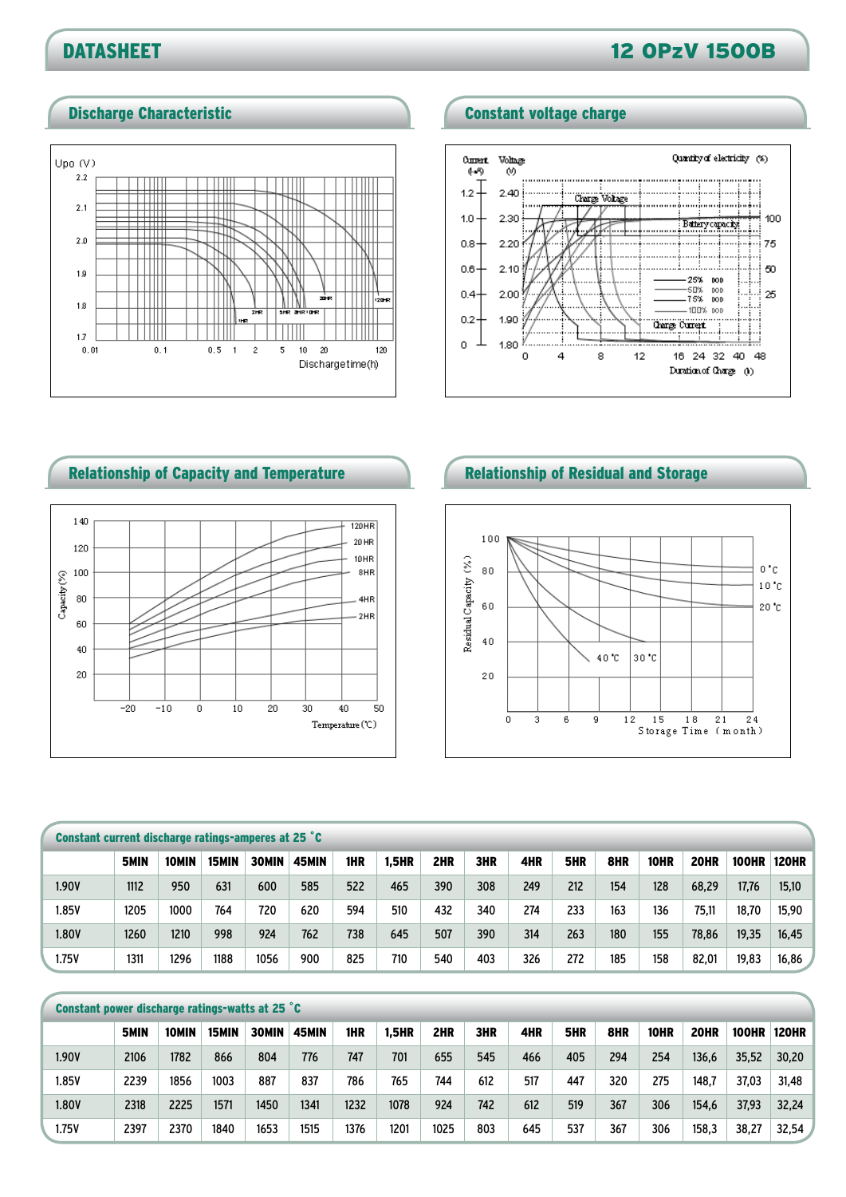# DATASHEET

# 12 OPzV 1500B

## Discharge Characteristic

Upo (V)

2.2
2.1
2.0
1.9
1.8
1.7

0.01 0.1 0.5 1 2 5 10 20 120

Dischargetime(h)

1HR 2HR 5HR 8HR 10HR 20HR 120HR

## Constant voltage charge

Current (I-A) Voltage (V) Quantity of electricity (%)

1.2 2.40
1.0 2.30 100
0.8 2.20 75
0.6 2.10 50
0.4 2.00 25
0.2 1.90
0 1.80

0 4 8 12 16 24 32 40 48

Duration of Charge (h)

Charge Voltage

Battery capacity

Charge Current

25% DOD
50% DOD
75% DOD
100% DOD

## Relationship of Capacity and Temperature

Capacity (%)

140
120
100
80
60
40
20

-20 -10 0 10 20 30 40 50

Temperature (℃)

120HR
20HR
10HR
8HR
4HR
2HR

## Relationship of Residual and Storage

Residual Capacity (%)

100
80
60
40
20

0 3 6 9 12 15 18 21 24

Storage Time (month)

0 ℃
10 ℃
20 ℃
40 ℃
30 ℃

## Constant current discharge ratings-amperes at 25 °C

| | 5MIN | 10MIN | 15MIN | 30MIN | 45MIN | 1HR | 1,5HR | 2HR | 3HR | 4HR | 5HR | 8HR | 10HR | 20HR | 100HR | 120HR |
|---|---|---|---|---|---|---|---|---|---|---|---|---|---|---|---|---|
| 1.90V | 1112 | 950 | 631 | 600 | 585 | 522 | 465 | 390 | 308 | 249 | 212 | 154 | 128 | 68,29 | 17,76 | 15,10 |
| 1.85V | 1205 | 1000 | 764 | 720 | 620 | 594 | 510 | 432 | 340 | 274 | 233 | 163 | 136 | 75,11 | 18,70 | 15,90 |
| 1.80V | 1260 | 1210 | 998 | 924 | 762 | 738 | 645 | 507 | 390 | 314 | 263 | 180 | 155 | 78,86 | 19,35 | 16,45 |
| 1.75V | 1311 | 1296 | 1188 | 1056 | 900 | 825 | 710 | 540 | 403 | 326 | 272 | 185 | 158 | 82,01 | 19,83 | 16,86 |

## Constant power discharge ratings-watts at 25 °C

| | 5MIN | 10MIN | 15MIN | 30MIN | 45MIN | 1HR | 1,5HR | 2HR | 3HR | 4HR | 5HR | 8HR | 10HR | 20HR | 100HR | 120HR |
|---|---|---|---|---|---|---|---|---|---|---|---|---|---|---|---|---|
| 1.90V | 2106 | 1782 | 866 | 804 | 776 | 747 | 701 | 655 | 545 | 466 | 405 | 294 | 254 | 136,6 | 35,52 | 30,20 |
| 1.85V | 2239 | 1856 | 1003 | 887 | 837 | 786 | 765 | 744 | 612 | 517 | 447 | 320 | 275 | 148,7 | 37,03 | 31,48 |
| 1.80V | 2318 | 2225 | 1571 | 1450 | 1341 | 1232 | 1078 | 924 | 742 | 612 | 519 | 367 | 306 | 154,6 | 37,93 | 32,24 |
| 1.75V | 2397 | 2370 | 1840 | 1653 | 1515 | 1376 | 1201 | 1025 | 803 | 645 | 537 | 367 | 306 | 158,3 | 38,27 | 32,54 |